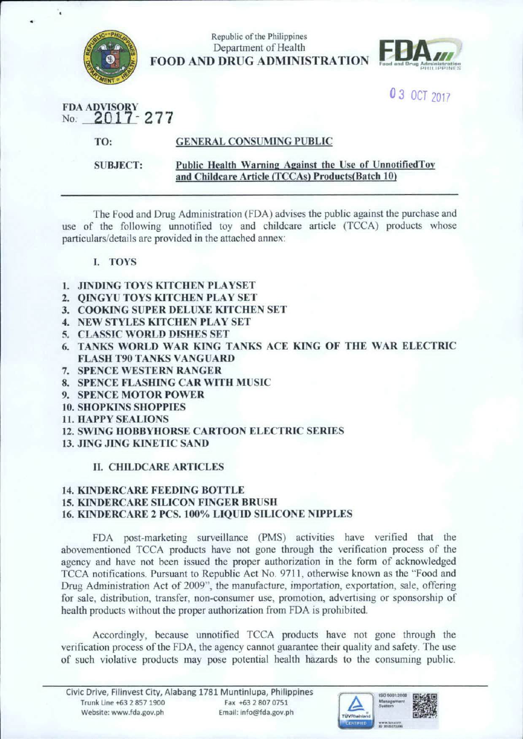Republic of the Philippines
Department of Health
**FOOD AND DRUG ADMINISTRATION**

03 OCT 2017

**FDA ADVISORY**
No. 2017-277

**TO:** GENERAL CONSUMING PUBLIC

**SUBJECT:** Public Health Warning Against the Use of UnnotifiedToy and Childcare Article (TCCAs) Products(Batch 10)

---

The Food and Drug Administration (FDA) advises the public against the purchase and use of the following unnotified toy and childcare article (TCCA) products whose particulars/details are provided in the attached annex:

**I. TOYS**

1. **JINDING TOYS KITCHEN PLAYSET**
2. **QINGYU TOYS KITCHEN PLAY SET**
3. **COOKING SUPER DELUXE KITCHEN SET**
4. **NEW STYLES KITCHEN PLAY SET**
5. **CLASSIC WORLD DISHES SET**
6. **TANKS WORLD WAR KING TANKS ACE KING OF THE WAR ELECTRIC FLASH T90 TANKS VANGUARD**
7. **SPENCE WESTERN RANGER**
8. **SPENCE FLASHING CAR WITH MUSIC**
9. **SPENCE MOTOR POWER**
10. **SHOPKINS SHOPPIES**
11. **HAPPY SEALIONS**
12. **SWING HOBBYHORSE CARTOON ELECTRIC SERIES**
13. **JING JING KINETIC SAND**

**II. CHILDCARE ARTICLES**

14. **KINDERCARE FEEDING BOTTLE**
15. **KINDERCARE SILICON FINGER BRUSH**
16. **KINDERCARE 2 PCS. 100% LIQUID SILICONE NIPPLES**

FDA post-marketing surveillance (PMS) activities have verified that the abovementioned TCCA products have not gone through the verification process of the agency and have not been issued the proper authorization in the form of acknowledged TCCA notifications. Pursuant to Republic Act No. 9711, otherwise known as the "Food and Drug Administration Act of 2009", the manufacture, importation, exportation, sale, offering for sale, distribution, transfer, non-consumer use, promotion, advertising or sponsorship of health products without the proper authorization from FDA is prohibited.

Accordingly, because unnotified TCCA products have not gone through the verification process of the FDA, the agency cannot guarantee their quality and safety. The use of such violative products may pose potential health hazards to the consuming public.

Civic Drive, Filinvest City, Alabang 1781 Muntinlupa, Philippines
Trunk Line +63 2 857 1900 Fax +63 2 807 0751
Website: www.fda.gov.ph Email: info@fda.gov.ph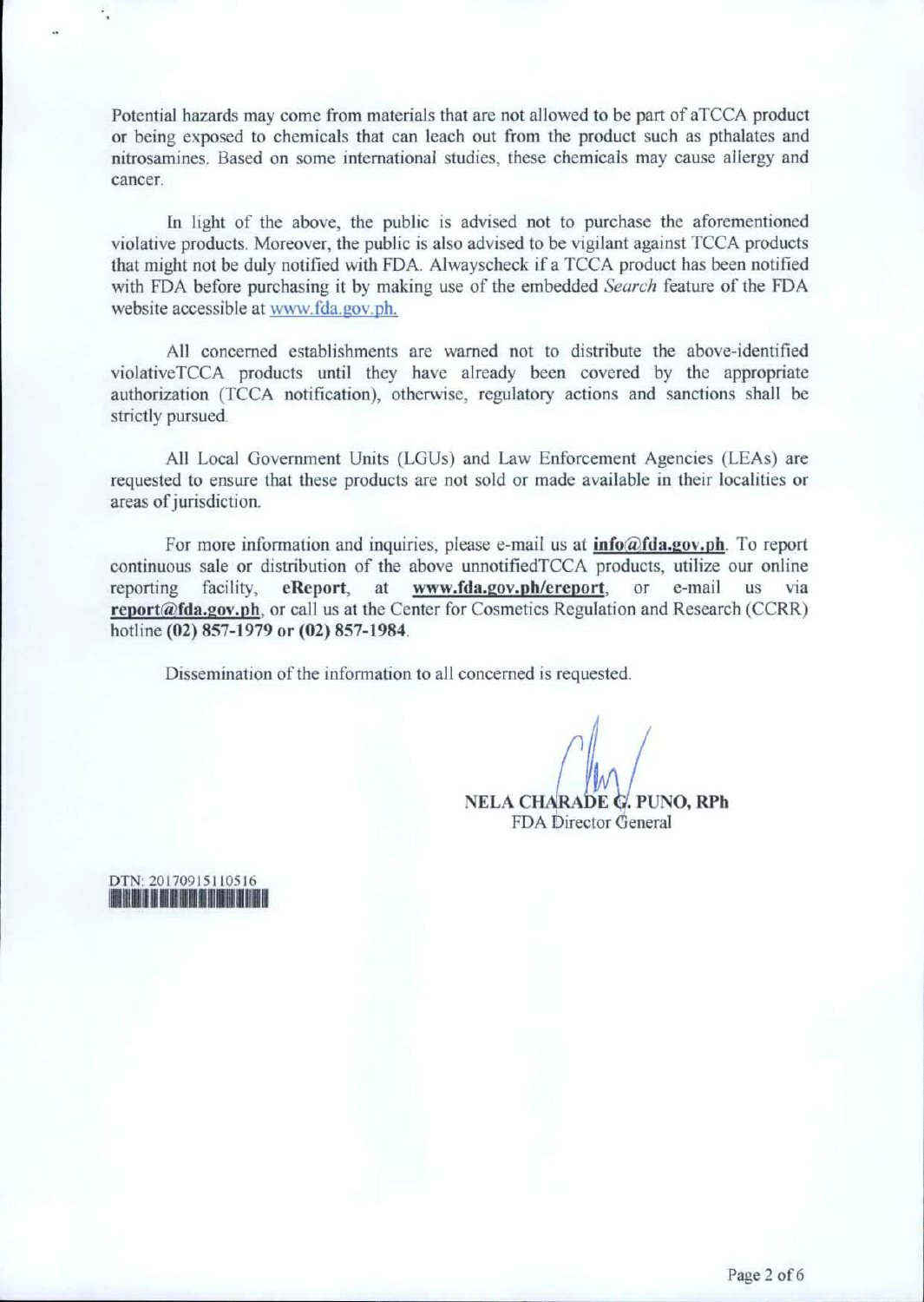Potential hazards may come from materials that are not allowed to be part of aTCCA product or being exposed to chemicals that can leach out from the product such as pthalates and nitrosamines. Based on some international studies, these chemicals may cause allergy and cancer.

In light of the above, the public is advised not to purchase the aforementioned violative products. Moreover, the public is also advised to be vigilant against TCCA products that might not be duly notified with FDA. Alwayscheck if a TCCA product has been notified with FDA before purchasing it by making use of the embedded *Search* feature of the FDA website accessible at www.fda.gov.ph.

All concerned establishments are warned not to distribute the above-identified violativeTCCA products until they have already been covered by the appropriate authorization (TCCA notification), otherwise, regulatory actions and sanctions shall be strictly pursued.

All Local Government Units (LGUs) and Law Enforcement Agencies (LEAs) are requested to ensure that these products are not sold or made available in their localities or areas of jurisdiction.

For more information and inquiries, please e-mail us at **info@fda.gov.ph**. To report continuous sale or distribution of the above unnotifiedTCCA products, utilize our online reporting facility, **eReport**, at **www.fda.gov.ph/ereport**, or e-mail us via **report@fda.gov.ph**, or call us at the Center for Cosmetics Regulation and Research (CCRR) hotline **(02) 857-1979 or (02) 857-1984**.

Dissemination of the information to all concerned is requested.

**NELA CHARADE G. PUNO, RPh**
FDA Director General

DTN: 20170915110516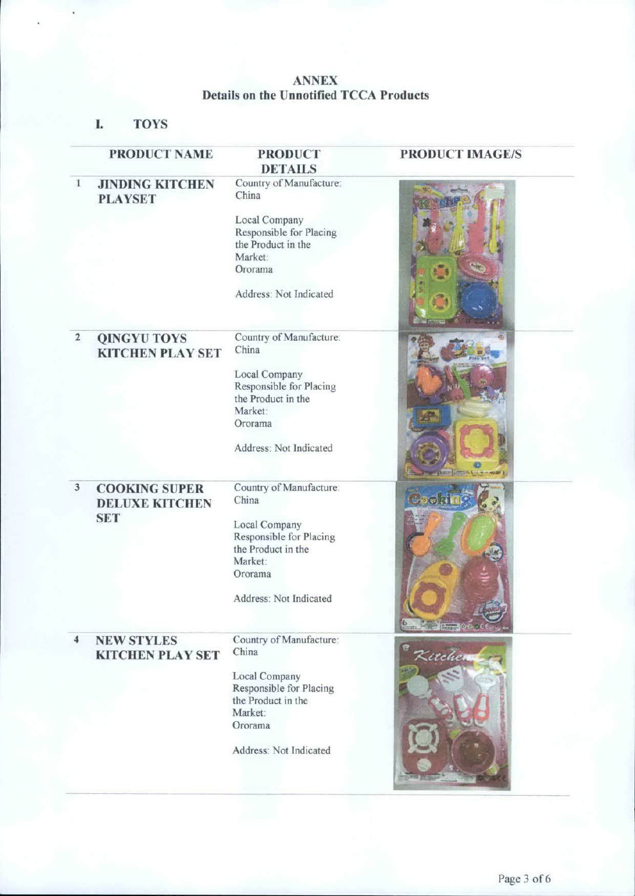## ANNEX
## Details on the Unnotified TCCA Products

### I. TOYS

| | PRODUCT NAME | PRODUCT DETAILS | PRODUCT IMAGE/S |
|---|---|---|---|
| 1 | **JINDING KITCHEN PLAYSET** | Country of Manufacture: China<br><br>Local Company Responsible for Placing the Product in the Market: Ororama<br><br>Address: Not Indicated | |
| 2 | **QINGYU TOYS KITCHEN PLAY SET** | Country of Manufacture: China<br><br>Local Company Responsible for Placing the Product in the Market: Ororama<br><br>Address: Not Indicated | |
| 3 | **COOKING SUPER DELUXE KITCHEN SET** | Country of Manufacture: China<br><br>Local Company Responsible for Placing the Product in the Market: Ororama<br><br>Address: Not Indicated | |
| 4 | **NEW STYLES KITCHEN PLAY SET** | Country of Manufacture: China<br><br>Local Company Responsible for Placing the Product in the Market: Ororama<br><br>Address: Not Indicated | |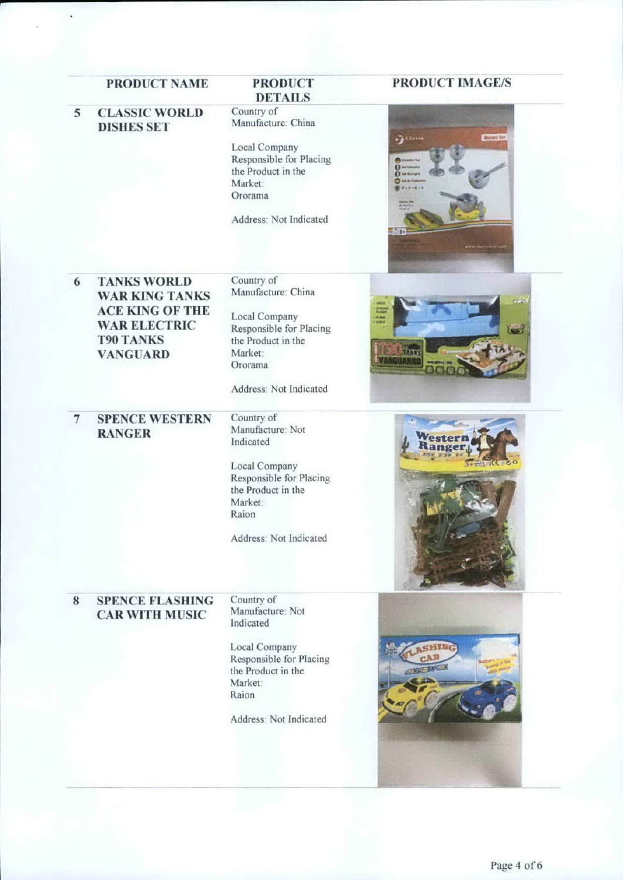| | PRODUCT NAME | PRODUCT DETAILS | PRODUCT IMAGE/S |
|---|---|---|---|
| 5 | CLASSIC WORLD DISHES SET | Country of Manufacture: China<br><br>Local Company Responsible for Placing the Product in the Market: Ororama<br><br>Address: Not Indicated | |
| 6 | TANKS WORLD WAR KING TANKS ACE KING OF THE WAR ELECTRIC T90 TANKS VANGUARD | Country of Manufacture: China<br><br>Local Company Responsible for Placing the Product in the Market: Ororama<br><br>Address: Not Indicated | |
| 7 | SPENCE WESTERN RANGER | Country of Manufacture: Not Indicated<br><br>Local Company Responsible for Placing the Product in the Market: Raion<br><br>Address: Not Indicated | |
| 8 | SPENCE FLASHING CAR WITH MUSIC | Country of Manufacture: Not Indicated<br><br>Local Company Responsible for Placing the Product in the Market: Raion<br><br>Address: Not Indicated | |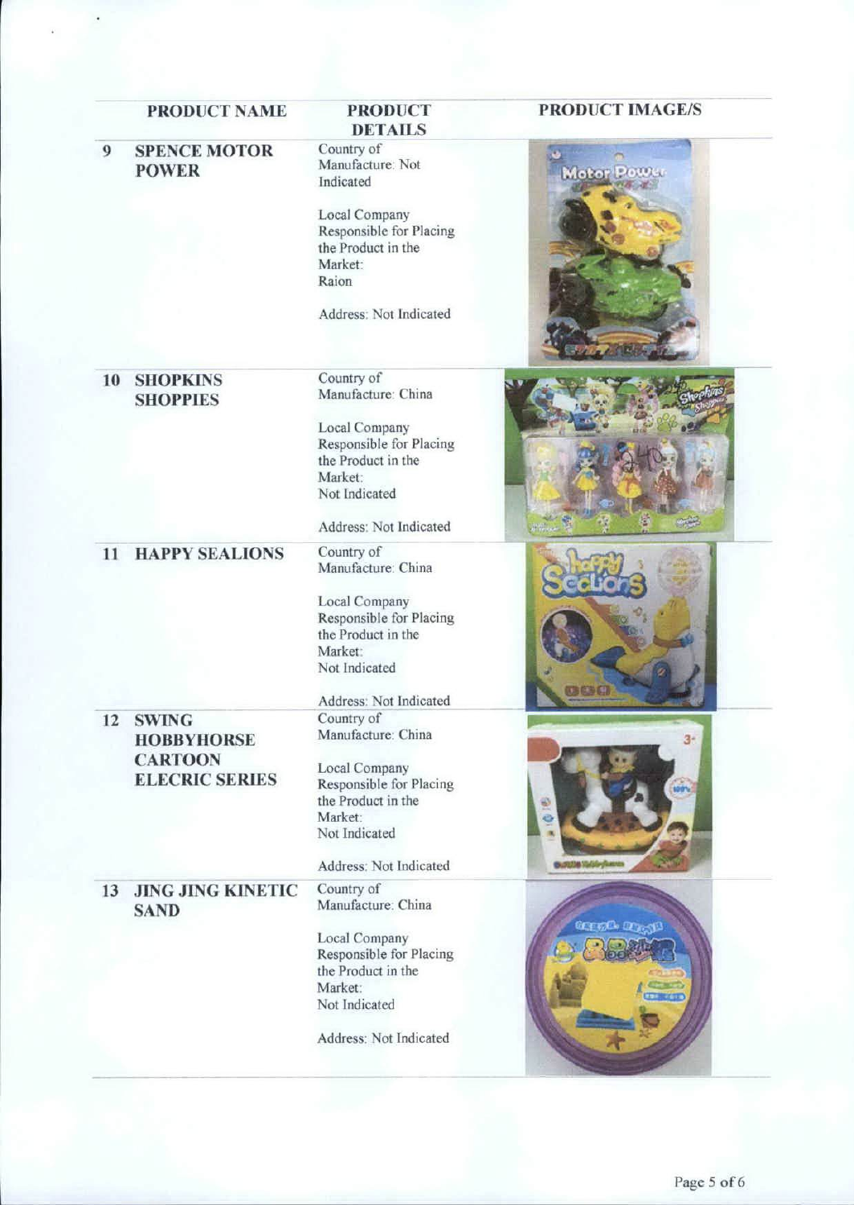| | PRODUCT NAME | PRODUCT DETAILS | PRODUCT IMAGE/S |
|---|---|---|---|
| 9 | SPENCE MOTOR POWER | Country of Manufacture: Not Indicated<br><br>Local Company Responsible for Placing the Product in the Market: Raion<br><br>Address: Not Indicated | |
| 10 | SHOPKINS SHOPPIES | Country of Manufacture: China<br><br>Local Company Responsible for Placing the Product in the Market: Not Indicated<br><br>Address: Not Indicated | |
| 11 | HAPPY SEALIONS | Country of Manufacture: China<br><br>Local Company Responsible for Placing the Product in the Market: Not Indicated<br><br>Address: Not Indicated | |
| 12 | SWING HOBBYHORSE CARTOON ELECRIC SERIES | Country of Manufacture: China<br><br>Local Company Responsible for Placing the Product in the Market: Not Indicated<br><br>Address: Not Indicated | |
| 13 | JING JING KINETIC SAND | Country of Manufacture: China<br><br>Local Company Responsible for Placing the Product in the Market: Not Indicated<br><br>Address: Not Indicated | |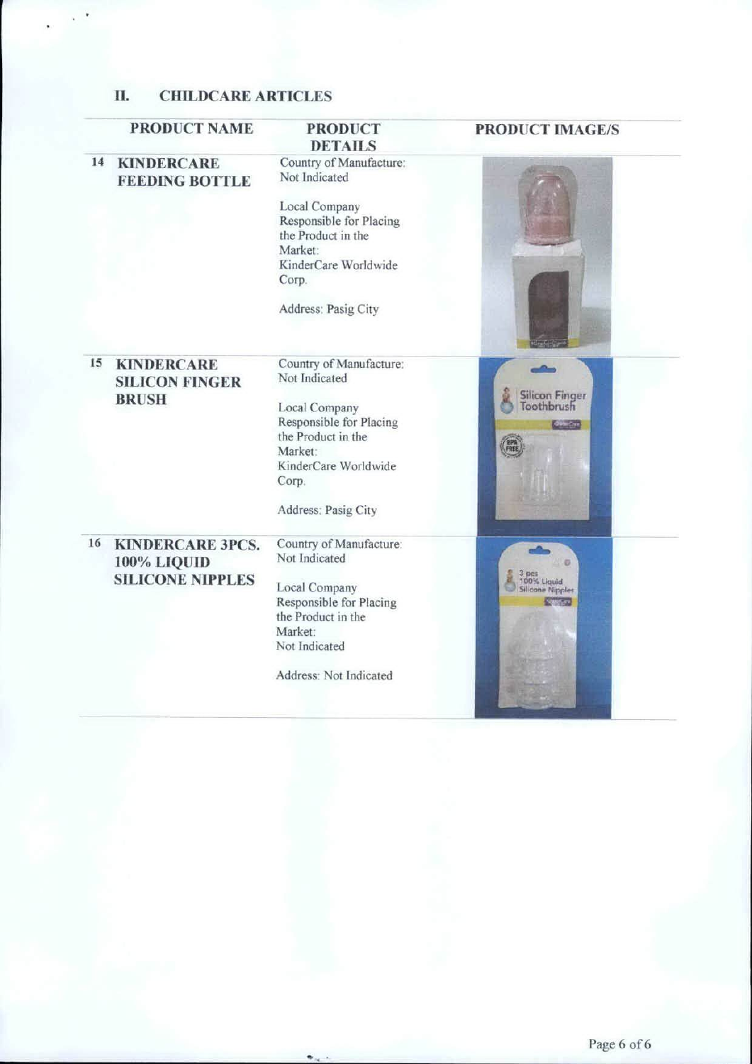## II. CHILDCARE ARTICLES

| | PRODUCT NAME | PRODUCT DETAILS | PRODUCT IMAGE/S |
|---|---|---|---|
| 14 | **KINDERCARE FEEDING BOTTLE** | Country of Manufacture: Not Indicated<br><br>Local Company Responsible for Placing the Product in the Market: KinderCare Worldwide Corp.<br><br>Address: Pasig City | |
| 15 | **KINDERCARE SILICON FINGER BRUSH** | Country of Manufacture: Not Indicated<br><br>Local Company Responsible for Placing the Product in the Market: KinderCare Worldwide Corp.<br><br>Address: Pasig City | |
| 16 | **KINDERCARE 3PCS. 100% LIQUID SILICONE NIPPLES** | Country of Manufacture: Not Indicated<br><br>Local Company Responsible for Placing the Product in the Market: Not Indicated<br><br>Address: Not Indicated | |